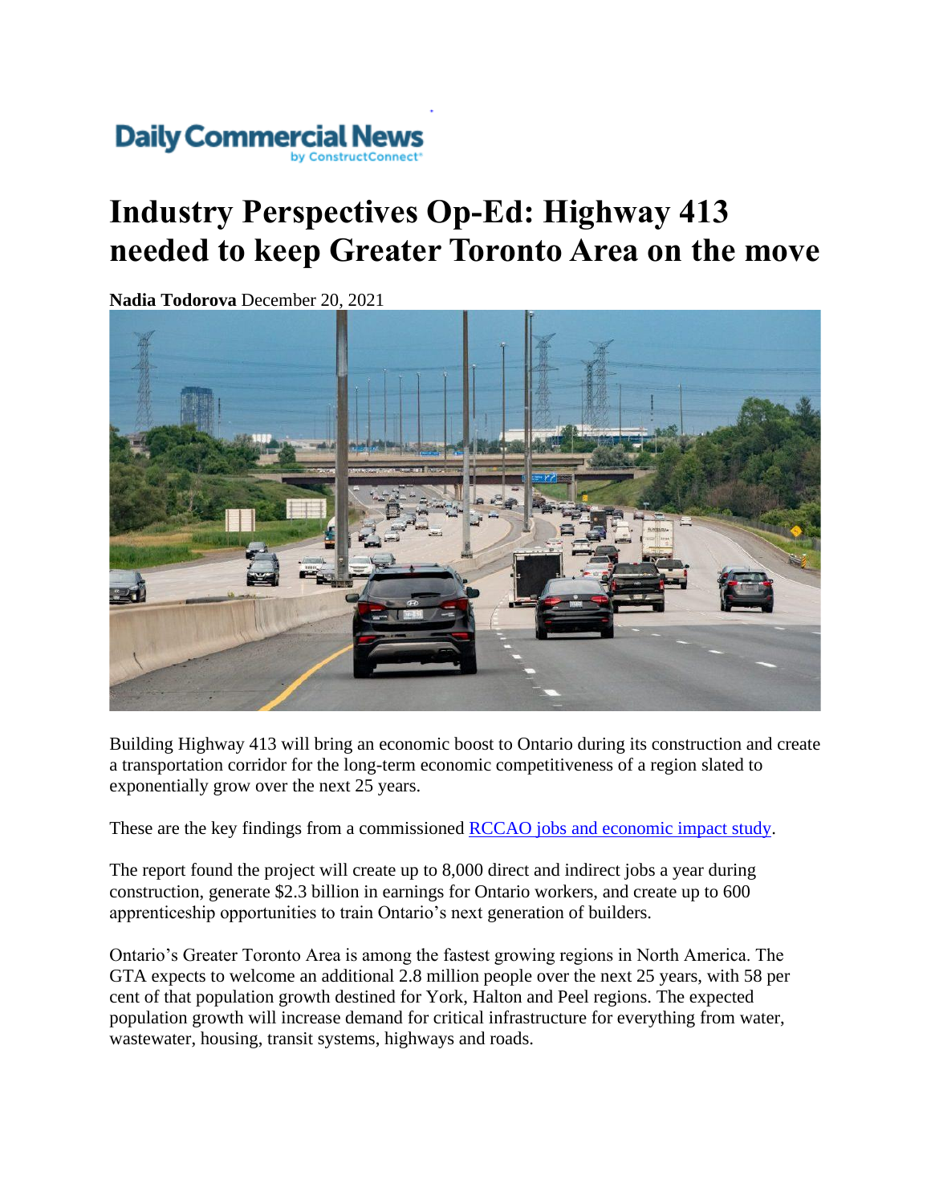Daily Commercial News
by ConstructConnect

# Industry Perspectives Op-Ed: Highway 413 needed to keep Greater Toronto Area on the move

**Nadia Todorova** December 20, 2021

Building Highway 413 will bring an economic boost to Ontario during its construction and create a transportation corridor for the long-term economic competitiveness of a region slated to exponentially grow over the next 25 years.

These are the key findings from a commissioned RCCAO jobs and economic impact study.

The report found the project will create up to 8,000 direct and indirect jobs a year during construction, generate $2.3 billion in earnings for Ontario workers, and create up to 600 apprenticeship opportunities to train Ontario's next generation of builders.

Ontario's Greater Toronto Area is among the fastest growing regions in North America. The GTA expects to welcome an additional 2.8 million people over the next 25 years, with 58 per cent of that population growth destined for York, Halton and Peel regions. The expected population growth will increase demand for critical infrastructure for everything from water, wastewater, housing, transit systems, highways and roads.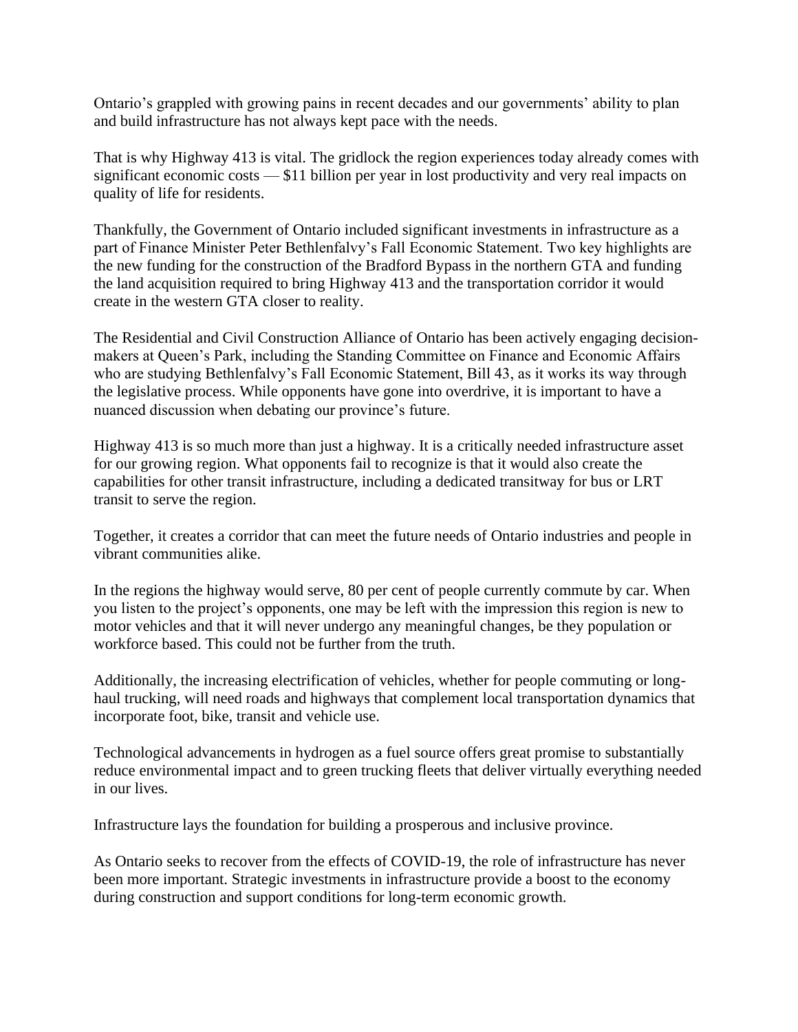Ontario's grappled with growing pains in recent decades and our governments' ability to plan and build infrastructure has not always kept pace with the needs.

That is why Highway 413 is vital. The gridlock the region experiences today already comes with significant economic costs — $11 billion per year in lost productivity and very real impacts on quality of life for residents.

Thankfully, the Government of Ontario included significant investments in infrastructure as a part of Finance Minister Peter Bethlenfalvy's Fall Economic Statement. Two key highlights are the new funding for the construction of the Bradford Bypass in the northern GTA and funding the land acquisition required to bring Highway 413 and the transportation corridor it would create in the western GTA closer to reality.

The Residential and Civil Construction Alliance of Ontario has been actively engaging decision-makers at Queen's Park, including the Standing Committee on Finance and Economic Affairs who are studying Bethlenfalvy's Fall Economic Statement, Bill 43, as it works its way through the legislative process. While opponents have gone into overdrive, it is important to have a nuanced discussion when debating our province's future.

Highway 413 is so much more than just a highway. It is a critically needed infrastructure asset for our growing region. What opponents fail to recognize is that it would also create the capabilities for other transit infrastructure, including a dedicated transitway for bus or LRT transit to serve the region.

Together, it creates a corridor that can meet the future needs of Ontario industries and people in vibrant communities alike.

In the regions the highway would serve, 80 per cent of people currently commute by car. When you listen to the project's opponents, one may be left with the impression this region is new to motor vehicles and that it will never undergo any meaningful changes, be they population or workforce based. This could not be further from the truth.

Additionally, the increasing electrification of vehicles, whether for people commuting or long-haul trucking, will need roads and highways that complement local transportation dynamics that incorporate foot, bike, transit and vehicle use.

Technological advancements in hydrogen as a fuel source offers great promise to substantially reduce environmental impact and to green trucking fleets that deliver virtually everything needed in our lives.

Infrastructure lays the foundation for building a prosperous and inclusive province.

As Ontario seeks to recover from the effects of COVID-19, the role of infrastructure has never been more important. Strategic investments in infrastructure provide a boost to the economy during construction and support conditions for long-term economic growth.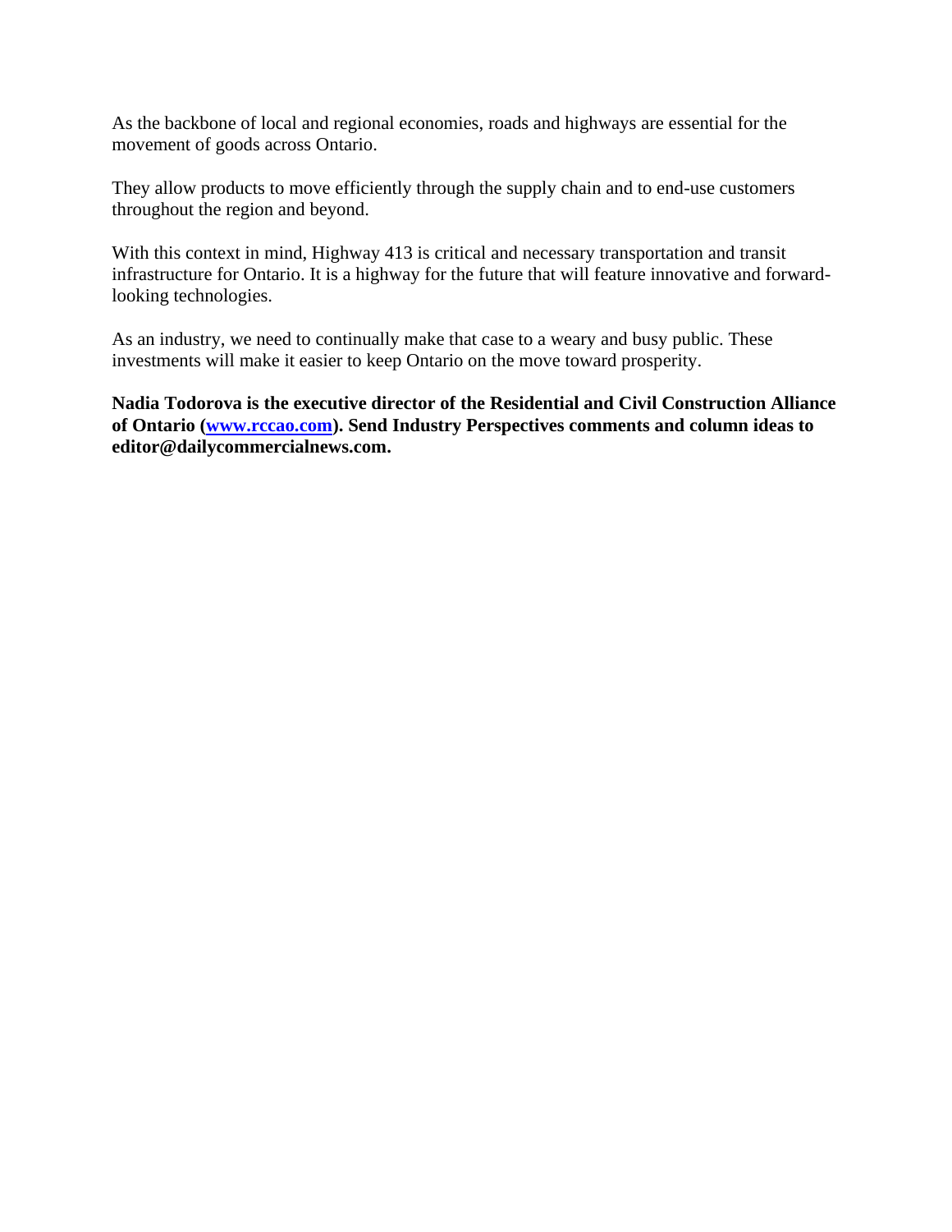As the backbone of local and regional economies, roads and highways are essential for the movement of goods across Ontario.

They allow products to move efficiently through the supply chain and to end-use customers throughout the region and beyond.

With this context in mind, Highway 413 is critical and necessary transportation and transit infrastructure for Ontario. It is a highway for the future that will feature innovative and forward-looking technologies.

As an industry, we need to continually make that case to a weary and busy public. These investments will make it easier to keep Ontario on the move toward prosperity.

**Nadia Todorova is the executive director of the Residential and Civil Construction Alliance of Ontario ([www.rccao.com](http://www.rccao.com)). Send Industry Perspectives comments and column ideas to editor@dailycommercialnews.com.**